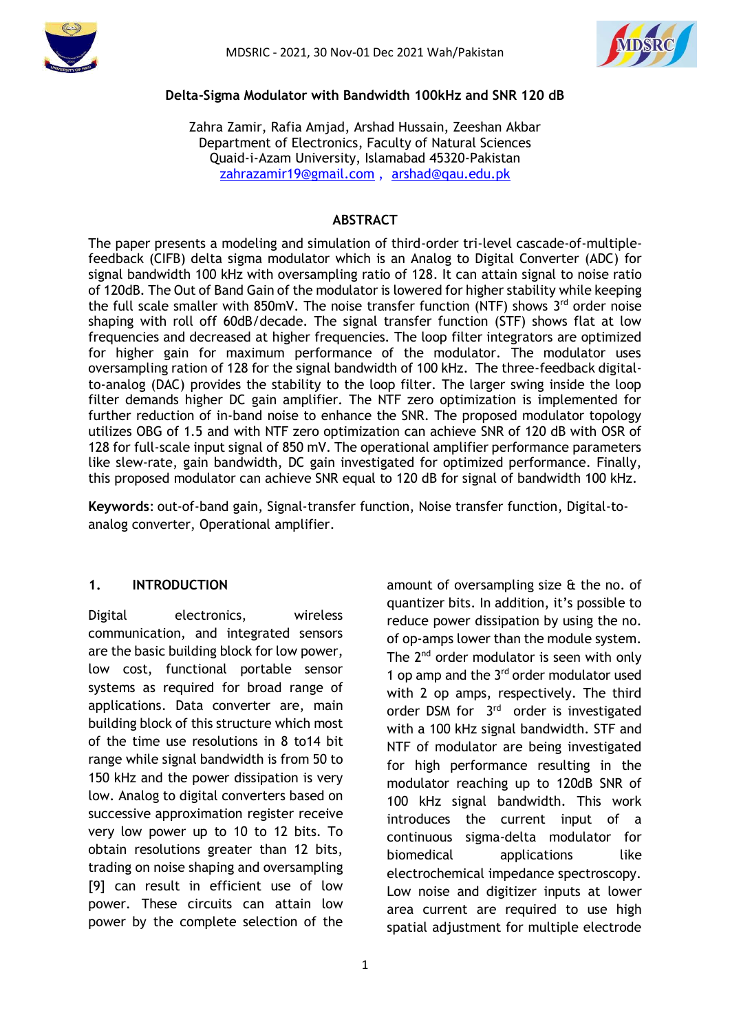# Delta-Sigma Modulator with Bandwidth 100kHz and SNR 120 dB

Zahra Zamir, Rafia Amjad, Arshad Hussain, Zeeshan Akbar
Department of Electronics, Faculty of Natural Sciences
Quaid-i-Azam University, Islamabad 45320-Pakistan
zahrazamir19@gmail.com , arshad@qau.edu.pk

## ABSTRACT

The paper presents a modeling and simulation of third-order tri-level cascade-of-multiple-feedback (CIFB) delta sigma modulator which is an Analog to Digital Converter (ADC) for signal bandwidth 100 kHz with oversampling ratio of 128. It can attain signal to noise ratio of 120dB. The Out of Band Gain of the modulator is lowered for higher stability while keeping the full scale smaller with 850mV. The noise transfer function (NTF) shows 3rd order noise shaping with roll off 60dB/decade. The signal transfer function (STF) shows flat at low frequencies and decreased at higher frequencies. The loop filter integrators are optimized for higher gain for maximum performance of the modulator. The modulator uses oversampling ration of 128 for the signal bandwidth of 100 kHz. The three-feedback digital-to-analog (DAC) provides the stability to the loop filter. The larger swing inside the loop filter demands higher DC gain amplifier. The NTF zero optimization is implemented for further reduction of in-band noise to enhance the SNR. The proposed modulator topology utilizes OBG of 1.5 and with NTF zero optimization can achieve SNR of 120 dB with OSR of 128 for full-scale input signal of 850 mV. The operational amplifier performance parameters like slew-rate, gain bandwidth, DC gain investigated for optimized performance. Finally, this proposed modulator can achieve SNR equal to 120 dB for signal of bandwidth 100 kHz.

**Keywords**: out-of-band gain, Signal-transfer function, Noise transfer function, Digital-to-analog converter, Operational amplifier.

## 1. INTRODUCTION

Digital electronics, wireless communication, and integrated sensors are the basic building block for low power, low cost, functional portable sensor systems as required for broad range of applications. Data converter are, main building block of this structure which most of the time use resolutions in 8 to14 bit range while signal bandwidth is from 50 to 150 kHz and the power dissipation is very low. Analog to digital converters based on successive approximation register receive very low power up to 10 to 12 bits. To obtain resolutions greater than 12 bits, trading on noise shaping and oversampling [9] can result in efficient use of low power. These circuits can attain low power by the complete selection of the amount of oversampling size & the no. of quantizer bits. In addition, it's possible to reduce power dissipation by using the no. of op-amps lower than the module system. The 2nd order modulator is seen with only 1 op amp and the 3rd order modulator used with 2 op amps, respectively. The third order DSM for 3rd order is investigated with a 100 kHz signal bandwidth. STF and NTF of modulator are being investigated for high performance resulting in the modulator reaching up to 120dB SNR of 100 kHz signal bandwidth. This work introduces the current input of a continuous sigma-delta modulator for biomedical applications like electrochemical impedance spectroscopy. Low noise and digitizer inputs at lower area current are required to use high spatial adjustment for multiple electrode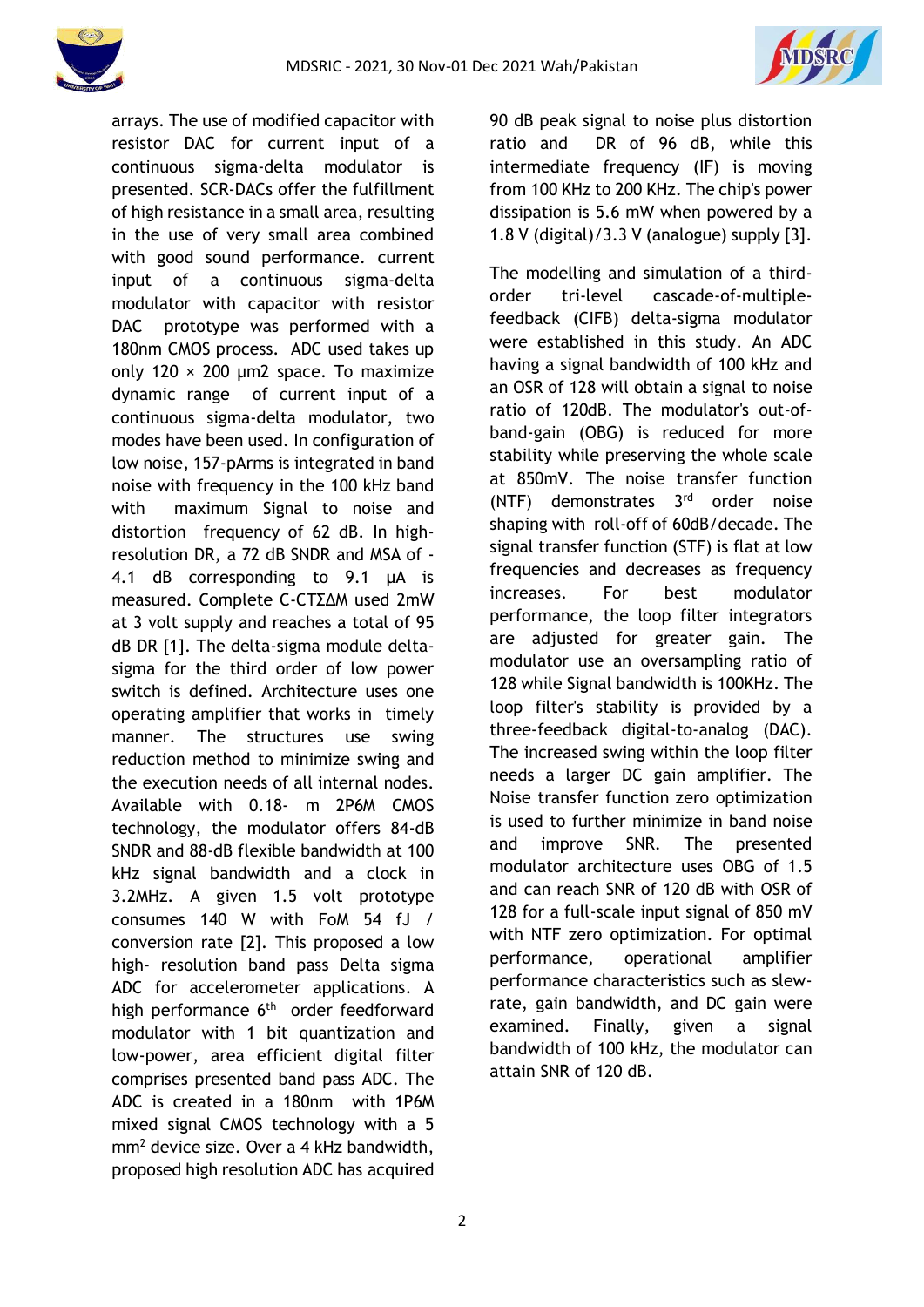arrays. The use of modified capacitor with resistor DAC for current input of a continuous sigma-delta modulator is presented. SCR-DACs offer the fulfillment of high resistance in a small area, resulting in the use of very small area combined with good sound performance. current input of a continuous sigma-delta modulator with capacitor with resistor DAC prototype was performed with a 180nm CMOS process. ADC used takes up only 120 × 200 μm2 space. To maximize dynamic range of current input of a continuous sigma-delta modulator, two modes have been used. In configuration of low noise, 157-pArms is integrated in band noise with frequency in the 100 kHz band with maximum Signal to noise and distortion frequency of 62 dB. In high-resolution DR, a 72 dB SNDR and MSA of -4.1 dB corresponding to 9.1 μA is measured. Complete C-CTΣΔM used 2mW at 3 volt supply and reaches a total of 95 dB DR [1]. The delta-sigma module delta-sigma for the third order of low power switch is defined. Architecture uses one operating amplifier that works in timely manner. The structures use swing reduction method to minimize swing and the execution needs of all internal nodes. Available with 0.18- m 2P6M CMOS technology, the modulator offers 84-dB SNDR and 88-dB flexible bandwidth at 100 kHz signal bandwidth and a clock in 3.2MHz. A given 1.5 volt prototype consumes 140 W with FoM 54 fJ / conversion rate [2]. This proposed a low high- resolution band pass Delta sigma ADC for accelerometer applications. A high performance 6th order feedforward modulator with 1 bit quantization and low-power, area efficient digital filter comprises presented band pass ADC. The ADC is created in a 180nm with 1P6M mixed signal CMOS technology with a 5 mm² device size. Over a 4 kHz bandwidth, proposed high resolution ADC has acquired 90 dB peak signal to noise plus distortion ratio and DR of 96 dB, while this intermediate frequency (IF) is moving from 100 KHz to 200 KHz. The chip's power dissipation is 5.6 mW when powered by a 1.8 V (digital)/3.3 V (analogue) supply [3].

The modelling and simulation of a third-order tri-level cascade-of-multiple-feedback (CIFB) delta-sigma modulator were established in this study. An ADC having a signal bandwidth of 100 kHz and an OSR of 128 will obtain a signal to noise ratio of 120dB. The modulator's out-of-band-gain (OBG) is reduced for more stability while preserving the whole scale at 850mV. The noise transfer function (NTF) demonstrates 3rd order noise shaping with roll-off of 60dB/decade. The signal transfer function (STF) is flat at low frequencies and decreases as frequency increases. For best modulator performance, the loop filter integrators are adjusted for greater gain. The modulator use an oversampling ratio of 128 while Signal bandwidth is 100KHz. The loop filter's stability is provided by a three-feedback digital-to-analog (DAC). The increased swing within the loop filter needs a larger DC gain amplifier. The Noise transfer function zero optimization is used to further minimize in band noise and improve SNR. The presented modulator architecture uses OBG of 1.5 and can reach SNR of 120 dB with OSR of 128 for a full-scale input signal of 850 mV with NTF zero optimization. For optimal performance, operational amplifier performance characteristics such as slew-rate, gain bandwidth, and DC gain were examined. Finally, given a signal bandwidth of 100 kHz, the modulator can attain SNR of 120 dB.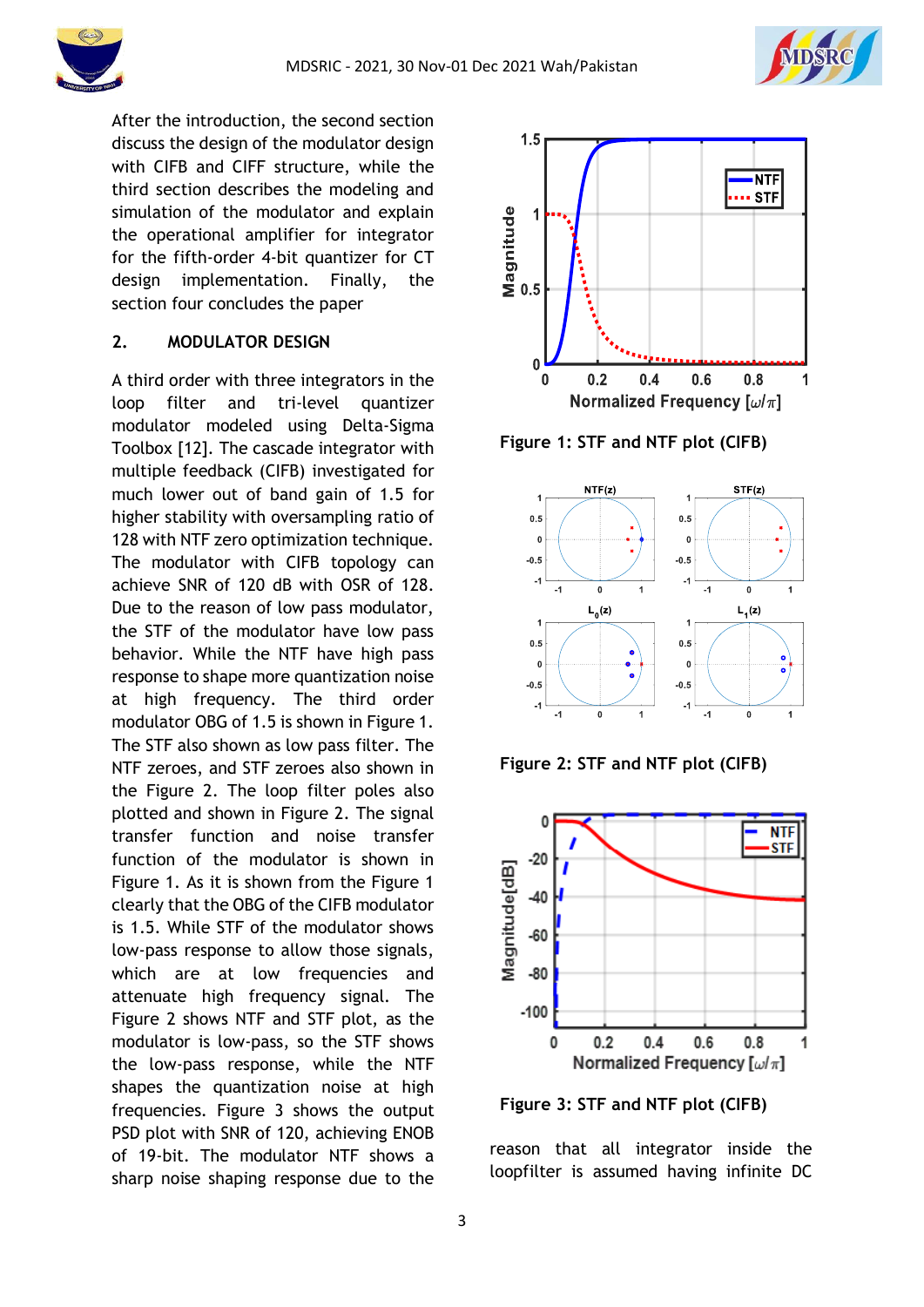After the introduction, the second section discuss the design of the modulator design with CIFB and CIFF structure, while the third section describes the modeling and simulation of the modulator and explain the operational amplifier for integrator for the fifth-order 4-bit quantizer for CT design implementation. Finally, the section four concludes the paper

## 2. MODULATOR DESIGN

A third order with three integrators in the loop filter and tri-level quantizer modulator modeled using Delta-Sigma Toolbox [12]. The cascade integrator with multiple feedback (CIFB) investigated for much lower out of band gain of 1.5 for higher stability with oversampling ratio of 128 with NTF zero optimization technique. The modulator with CIFB topology can achieve SNR of 120 dB with OSR of 128. Due to the reason of low pass modulator, the STF of the modulator have low pass behavior. While the NTF have high pass response to shape more quantization noise at high frequency. The third order modulator OBG of 1.5 is shown in Figure 1. The STF also shown as low pass filter. The NTF zeroes, and STF zeroes also shown in the Figure 2. The loop filter poles also plotted and shown in Figure 2. The signal transfer function and noise transfer function of the modulator is shown in Figure 1. As it is shown from the Figure 1 clearly that the OBG of the CIFB modulator is 1.5. While STF of the modulator shows low-pass response to allow those signals, which are at low frequencies and attenuate high frequency signal. The Figure 2 shows NTF and STF plot, as the modulator is low-pass, so the STF shows the low-pass response, while the NTF shapes the quantization noise at high frequencies. Figure 3 shows the output PSD plot with SNR of 120, achieving ENOB of 19-bit. The modulator NTF shows a sharp noise shaping response due to the reason that all integrator inside the loopfilter is assumed having infinite DC

**Figure 1: STF and NTF plot (CIFB)**

**Figure 2: STF and NTF plot (CIFB)**

**Figure 3: STF and NTF plot (CIFB)**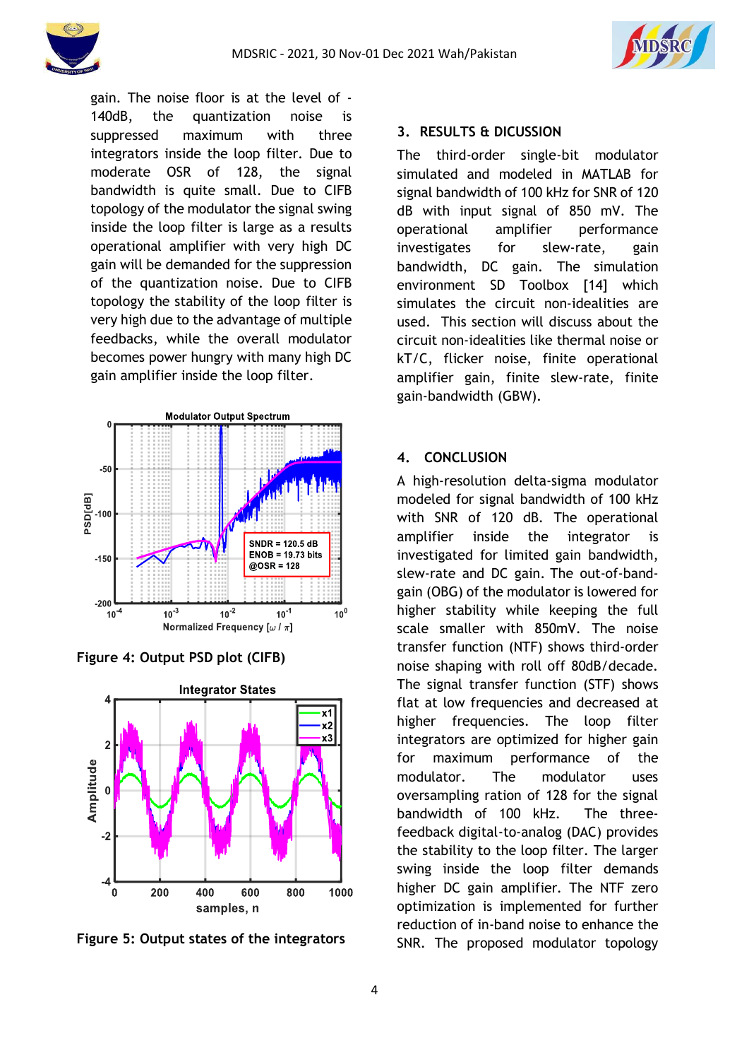gain. The noise floor is at the level of -140dB, the quantization noise is suppressed maximum with three integrators inside the loop filter. Due to moderate OSR of 128, the signal bandwidth is quite small. Due to CIFB topology of the modulator the signal swing inside the loop filter is large as a results operational amplifier with very high DC gain will be demanded for the suppression of the quantization noise. Due to CIFB topology the stability of the loop filter is very high due to the advantage of multiple feedbacks, while the overall modulator becomes power hungry with many high DC gain amplifier inside the loop filter.

**Figure 4: Output PSD plot (CIFB)**

**Figure 5: Output states of the integrators**

## 3. RESULTS & DICUSSION

The third-order single-bit modulator simulated and modeled in MATLAB for signal bandwidth of 100 kHz for SNR of 120 dB with input signal of 850 mV. The operational amplifier performance investigates for slew-rate, gain bandwidth, DC gain. The simulation environment SD Toolbox [14] which simulates the circuit non-idealities are used. This section will discuss about the circuit non-idealities like thermal noise or kT/C, flicker noise, finite operational amplifier gain, finite slew-rate, finite gain-bandwidth (GBW).

## 4. CONCLUSION

A high-resolution delta-sigma modulator modeled for signal bandwidth of 100 kHz with SNR of 120 dB. The operational amplifier inside the integrator is investigated for limited gain bandwidth, slew-rate and DC gain. The out-of-band-gain (OBG) of the modulator is lowered for higher stability while keeping the full scale smaller with 850mV. The noise transfer function (NTF) shows third-order noise shaping with roll off 80dB/decade. The signal transfer function (STF) shows flat at low frequencies and decreased at higher frequencies. The loop filter integrators are optimized for higher gain for maximum performance of the modulator. The modulator uses oversampling ration of 128 for the signal bandwidth of 100 kHz. The three-feedback digital-to-analog (DAC) provides the stability to the loop filter. The larger swing inside the loop filter demands higher DC gain amplifier. The NTF zero optimization is implemented for further reduction of in-band noise to enhance the SNR. The proposed modulator topology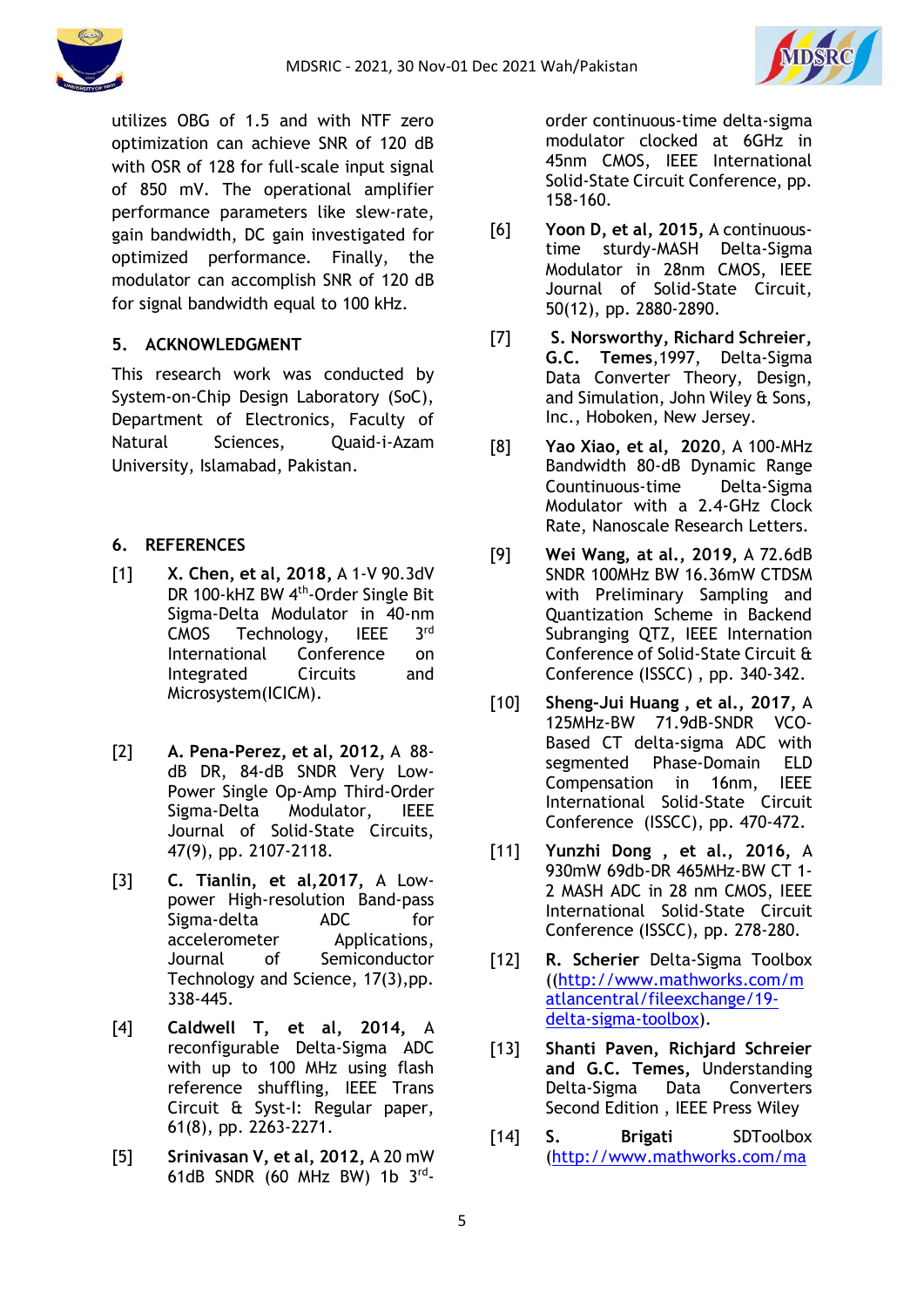utilizes OBG of 1.5 and with NTF zero optimization can achieve SNR of 120 dB with OSR of 128 for full-scale input signal of 850 mV. The operational amplifier performance parameters like slew-rate, gain bandwidth, DC gain investigated for optimized performance. Finally, the modulator can accomplish SNR of 120 dB for signal bandwidth equal to 100 kHz.

## 5. ACKNOWLEDGMENT

This research work was conducted by System-on-Chip Design Laboratory (SoC), Department of Electronics, Faculty of Natural Sciences, Quaid-i-Azam University, Islamabad, Pakistan.

## 6. REFERENCES

[1] **X. Chen, et al, 2018,** A 1-V 90.3dV DR 100-kHZ BW 4th-Order Single Bit Sigma-Delta Modulator in 40-nm CMOS Technology, IEEE 3rd International Conference on Integrated Circuits and Microsystem(ICICM).

[2] **A. Pena-Perez, et al, 2012,** A 88-dB DR, 84-dB SNDR Very Low-Power Single Op-Amp Third-Order Sigma-Delta Modulator, IEEE Journal of Solid-State Circuits, 47(9), pp. 2107-2118.

[3] **C. Tianlin, et al,2017,** A Low-power High-resolution Band-pass Sigma-delta ADC for accelerometer Applications, Journal of Semiconductor Technology and Science, 17(3),pp. 338-445.

[4] **Caldwell T, et al, 2014,** A reconfigurable Delta-Sigma ADC with up to 100 MHz using flash reference shuffling, IEEE Trans Circuit & Syst-I: Regular paper, 61(8), pp. 2263-2271.

[5] **Srinivasan V, et al, 2012,** A 20 mW 61dB SNDR (60 MHz BW) 1b 3rd-order continuous-time delta-sigma modulator clocked at 6GHz in 45nm CMOS, IEEE International Solid-State Circuit Conference, pp. 158-160.

[6] **Yoon D, et al, 2015,** A continuous-time sturdy-MASH Delta-Sigma Modulator in 28nm CMOS, IEEE Journal of Solid-State Circuit, 50(12), pp. 2880-2890.

[7] **S. Norsworthy, Richard Schreier, G.C. Temes**,1997, Delta-Sigma Data Converter Theory, Design, and Simulation, John Wiley & Sons, Inc., Hoboken, New Jersey.

[8] **Yao Xiao, et al, 2020**, A 100-MHz Bandwidth 80-dB Dynamic Range Countinuous-time Delta-Sigma Modulator with a 2.4-GHz Clock Rate, Nanoscale Research Letters.

[9] **Wei Wang, at al., 2019,** A 72.6dB SNDR 100MHz BW 16.36mW CTDSM with Preliminary Sampling and Quantization Scheme in Backend Subranging QTZ, IEEE Internation Conference of Solid-State Circuit & Conference (ISSCC) , pp. 340-342.

[10] **Sheng-Jui Huang , et al., 2017,** A 125MHz-BW 71.9dB-SNDR VCO-Based CT delta-sigma ADC with segmented Phase-Domain ELD Compensation in 16nm, IEEE International Solid-State Circuit Conference (ISSCC), pp. 470-472.

[11] **Yunzhi Dong , et al., 2016,** A 930mW 69db-DR 465MHz-BW CT 1-2 MASH ADC in 28 nm CMOS, IEEE International Solid-State Circuit Conference (ISSCC), pp. 278-280.

[12] **R. Scherier** Delta-Sigma Toolbox ((http://www.mathworks.com/matlancentral/fileexchange/19-delta-sigma-toolbox).

[13] **Shanti Paven, Richjard Schreier and G.C. Temes,** Understanding Delta-Sigma Data Converters Second Edition , IEEE Press Wiley

[14] **S. Brigati** SDToolbox (http://www.mathworks.com/ma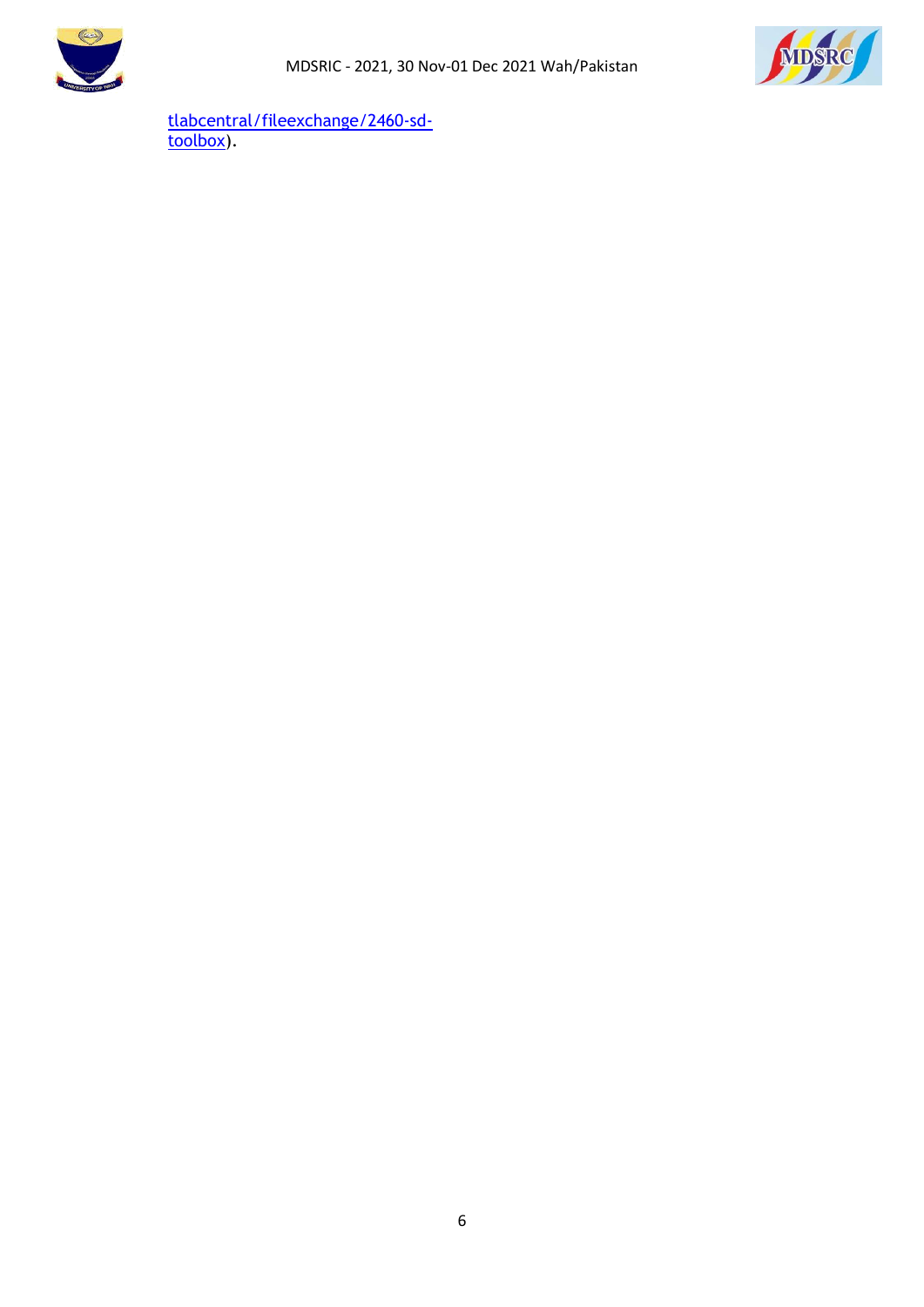tlabcentral/fileexchange/2460-sd-toolbox).